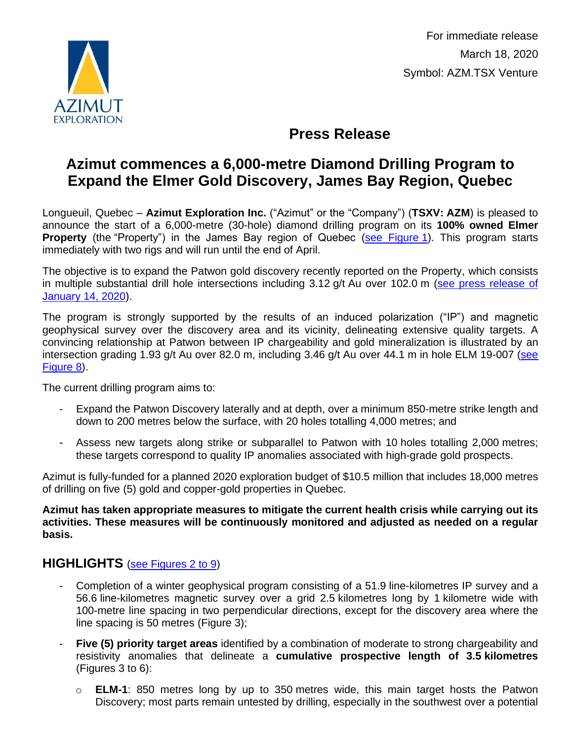For immediate release
March 18, 2020
Symbol: AZM.TSX Venture

# Press Release

## Azimut commences a 6,000-metre Diamond Drilling Program to Expand the Elmer Gold Discovery, James Bay Region, Quebec

Longueuil, Quebec – **Azimut Exploration Inc.** ("Azimut" or the "Company") (**TSXV: AZM**) is pleased to announce the start of a 6,000-metre (30-hole) diamond drilling program on its **100% owned Elmer Property** (the "Property") in the James Bay region of Quebec (see Figure 1). This program starts immediately with two rigs and will run until the end of April.

The objective is to expand the Patwon gold discovery recently reported on the Property, which consists in multiple substantial drill hole intersections including 3.12 g/t Au over 102.0 m (see press release of January 14, 2020).

The program is strongly supported by the results of an induced polarization ("IP") and magnetic geophysical survey over the discovery area and its vicinity, delineating extensive quality targets. A convincing relationship at Patwon between IP chargeability and gold mineralization is illustrated by an intersection grading 1.93 g/t Au over 82.0 m, including 3.46 g/t Au over 44.1 m in hole ELM 19-007 (see Figure 8).

The current drilling program aims to:

- Expand the Patwon Discovery laterally and at depth, over a minimum 850-metre strike length and down to 200 metres below the surface, with 20 holes totalling 4,000 metres; and
- Assess new targets along strike or subparallel to Patwon with 10 holes totalling 2,000 metres; these targets correspond to quality IP anomalies associated with high-grade gold prospects.

Azimut is fully-funded for a planned 2020 exploration budget of $10.5 million that includes 18,000 metres of drilling on five (5) gold and copper-gold properties in Quebec.

**Azimut has taken appropriate measures to mitigate the current health crisis while carrying out its activities. These measures will be continuously monitored and adjusted as needed on a regular basis.**

## HIGHLIGHTS (see Figures 2 to 9)

- Completion of a winter geophysical program consisting of a 51.9 line-kilometres IP survey and a 56.6 line-kilometres magnetic survey over a grid 2.5 kilometres long by 1 kilometre wide with 100-metre line spacing in two perpendicular directions, except for the discovery area where the line spacing is 50 metres (Figure 3);
- **Five (5) priority target areas** identified by a combination of moderate to strong chargeability and resistivity anomalies that delineate a **cumulative prospective length of 3.5 kilometres** (Figures 3 to 6):
  - **ELM-1**: 850 metres long by up to 350 metres wide, this main target hosts the Patwon Discovery; most parts remain untested by drilling, especially in the southwest over a potential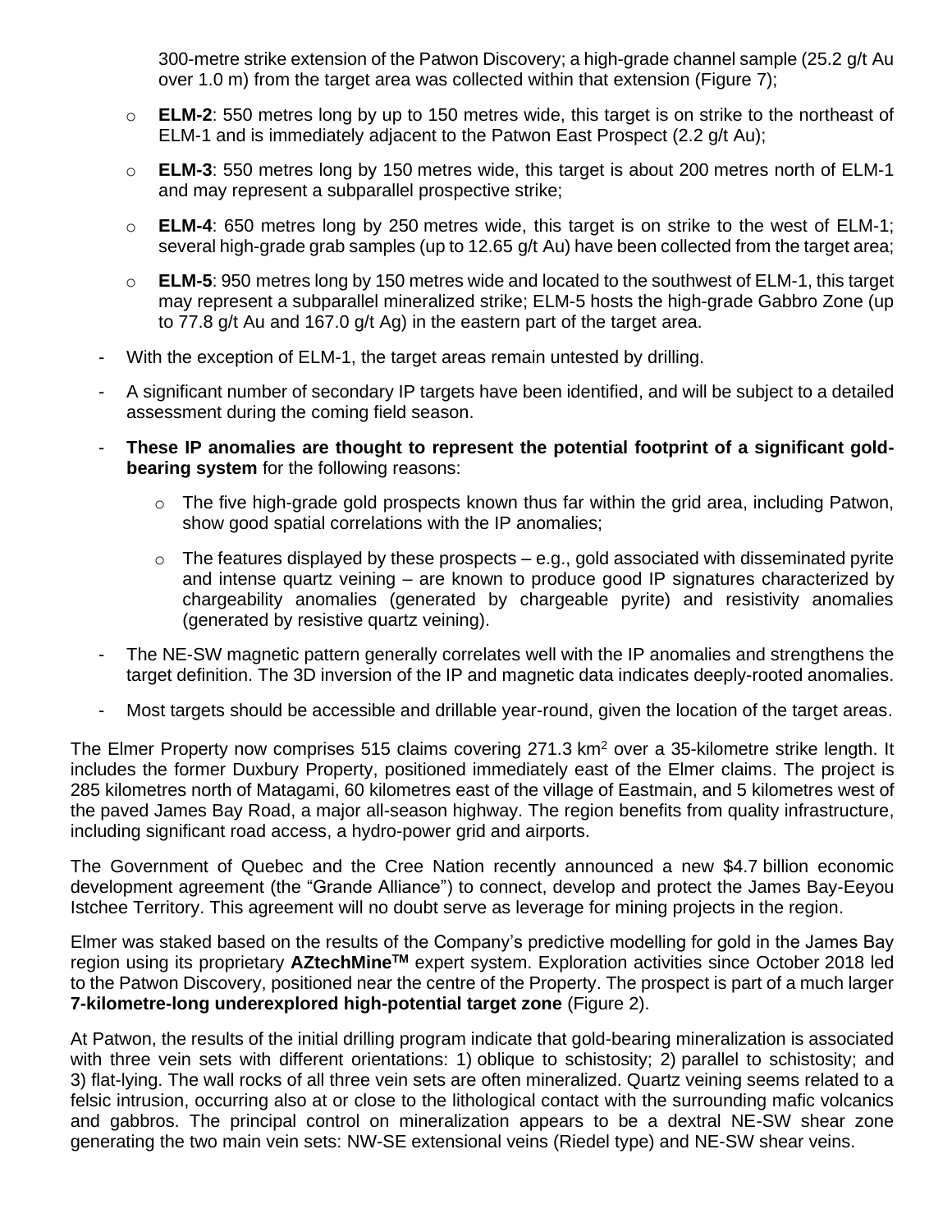300-metre strike extension of the Patwon Discovery; a high-grade channel sample (25.2 g/t Au over 1.0 m) from the target area was collected within that extension (Figure 7);

  - **ELM-2**: 550 metres long by up to 150 metres wide, this target is on strike to the northeast of ELM-1 and is immediately adjacent to the Patwon East Prospect (2.2 g/t Au);
  - **ELM-3**: 550 metres long by 150 metres wide, this target is about 200 metres north of ELM-1 and may represent a subparallel prospective strike;
  - **ELM-4**: 650 metres long by 250 metres wide, this target is on strike to the west of ELM-1; several high-grade grab samples (up to 12.65 g/t Au) have been collected from the target area;
  - **ELM-5**: 950 metres long by 150 metres wide and located to the southwest of ELM-1, this target may represent a subparallel mineralized strike; ELM-5 hosts the high-grade Gabbro Zone (up to 77.8 g/t Au and 167.0 g/t Ag) in the eastern part of the target area.

- With the exception of ELM-1, the target areas remain untested by drilling.
- A significant number of secondary IP targets have been identified, and will be subject to a detailed assessment during the coming field season.
- **These IP anomalies are thought to represent the potential footprint of a significant gold-bearing system** for the following reasons:
  - The five high-grade gold prospects known thus far within the grid area, including Patwon, show good spatial correlations with the IP anomalies;
  - The features displayed by these prospects – e.g., gold associated with disseminated pyrite and intense quartz veining – are known to produce good IP signatures characterized by chargeability anomalies (generated by chargeable pyrite) and resistivity anomalies (generated by resistive quartz veining).
- The NE-SW magnetic pattern generally correlates well with the IP anomalies and strengthens the target definition. The 3D inversion of the IP and magnetic data indicates deeply-rooted anomalies.
- Most targets should be accessible and drillable year-round, given the location of the target areas.

The Elmer Property now comprises 515 claims covering 271.3 km$^2$ over a 35-kilometre strike length. It includes the former Duxbury Property, positioned immediately east of the Elmer claims. The project is 285 kilometres north of Matagami, 60 kilometres east of the village of Eastmain, and 5 kilometres west of the paved James Bay Road, a major all-season highway. The region benefits from quality infrastructure, including significant road access, a hydro-power grid and airports.

The Government of Quebec and the Cree Nation recently announced a new $4.7 billion economic development agreement (the "Grande Alliance") to connect, develop and protect the James Bay-Eeyou Istchee Territory. This agreement will no doubt serve as leverage for mining projects in the region.

Elmer was staked based on the results of the Company's predictive modelling for gold in the James Bay region using its proprietary **AZtechMine™** expert system. Exploration activities since October 2018 led to the Patwon Discovery, positioned near the centre of the Property. The prospect is part of a much larger **7-kilometre-long underexplored high-potential target zone** (Figure 2).

At Patwon, the results of the initial drilling program indicate that gold-bearing mineralization is associated with three vein sets with different orientations: 1) oblique to schistosity; 2) parallel to schistosity; and 3) flat-lying. The wall rocks of all three vein sets are often mineralized. Quartz veining seems related to a felsic intrusion, occurring also at or close to the lithological contact with the surrounding mafic volcanics and gabbros. The principal control on mineralization appears to be a dextral NE-SW shear zone generating the two main vein sets: NW-SE extensional veins (Riedel type) and NE-SW shear veins.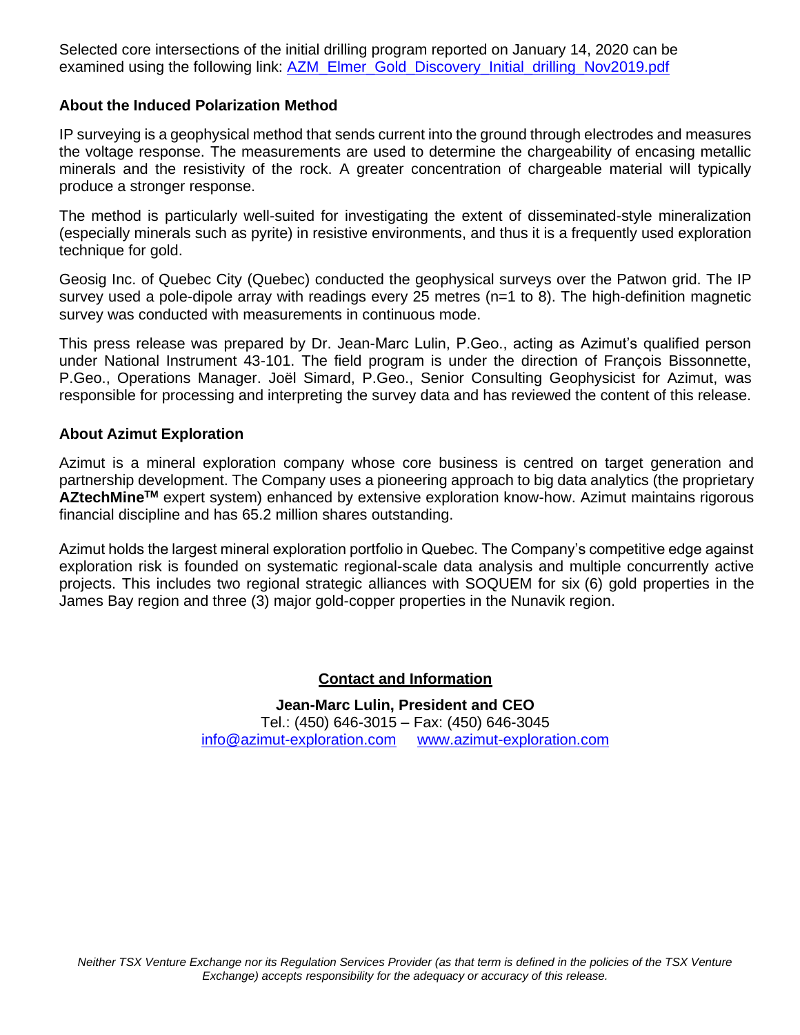Selected core intersections of the initial drilling program reported on January 14, 2020 can be examined using the following link: [AZM_Elmer_Gold_Discovery_Initial_drilling_Nov2019.pdf](AZM_Elmer_Gold_Discovery_Initial_drilling_Nov2019.pdf)

## About the Induced Polarization Method

IP surveying is a geophysical method that sends current into the ground through electrodes and measures the voltage response. The measurements are used to determine the chargeability of encasing metallic minerals and the resistivity of the rock. A greater concentration of chargeable material will typically produce a stronger response.

The method is particularly well-suited for investigating the extent of disseminated-style mineralization (especially minerals such as pyrite) in resistive environments, and thus it is a frequently used exploration technique for gold.

Geosig Inc. of Quebec City (Quebec) conducted the geophysical surveys over the Patwon grid. The IP survey used a pole-dipole array with readings every 25 metres (n=1 to 8). The high-definition magnetic survey was conducted with measurements in continuous mode.

This press release was prepared by Dr. Jean-Marc Lulin, P.Geo., acting as Azimut's qualified person under National Instrument 43-101. The field program is under the direction of François Bissonnette, P.Geo., Operations Manager. Joël Simard, P.Geo., Senior Consulting Geophysicist for Azimut, was responsible for processing and interpreting the survey data and has reviewed the content of this release.

## About Azimut Exploration

Azimut is a mineral exploration company whose core business is centred on target generation and partnership development. The Company uses a pioneering approach to big data analytics (the proprietary **AZtechMine™** expert system) enhanced by extensive exploration know-how. Azimut maintains rigorous financial discipline and has 65.2 million shares outstanding.

Azimut holds the largest mineral exploration portfolio in Quebec. The Company's competitive edge against exploration risk is founded on systematic regional-scale data analysis and multiple concurrently active projects. This includes two regional strategic alliances with SOQUEM for six (6) gold properties in the James Bay region and three (3) major gold-copper properties in the Nunavik region.

**Contact and Information**

**Jean-Marc Lulin, President and CEO**
Tel.: (450) 646-3015 – Fax: (450) 646-3045
[info@azimut-exploration.com](mailto:info@azimut-exploration.com) [www.azimut-exploration.com](http://www.azimut-exploration.com)

*Neither TSX Venture Exchange nor its Regulation Services Provider (as that term is defined in the policies of the TSX Venture Exchange) accepts responsibility for the adequacy or accuracy of this release.*